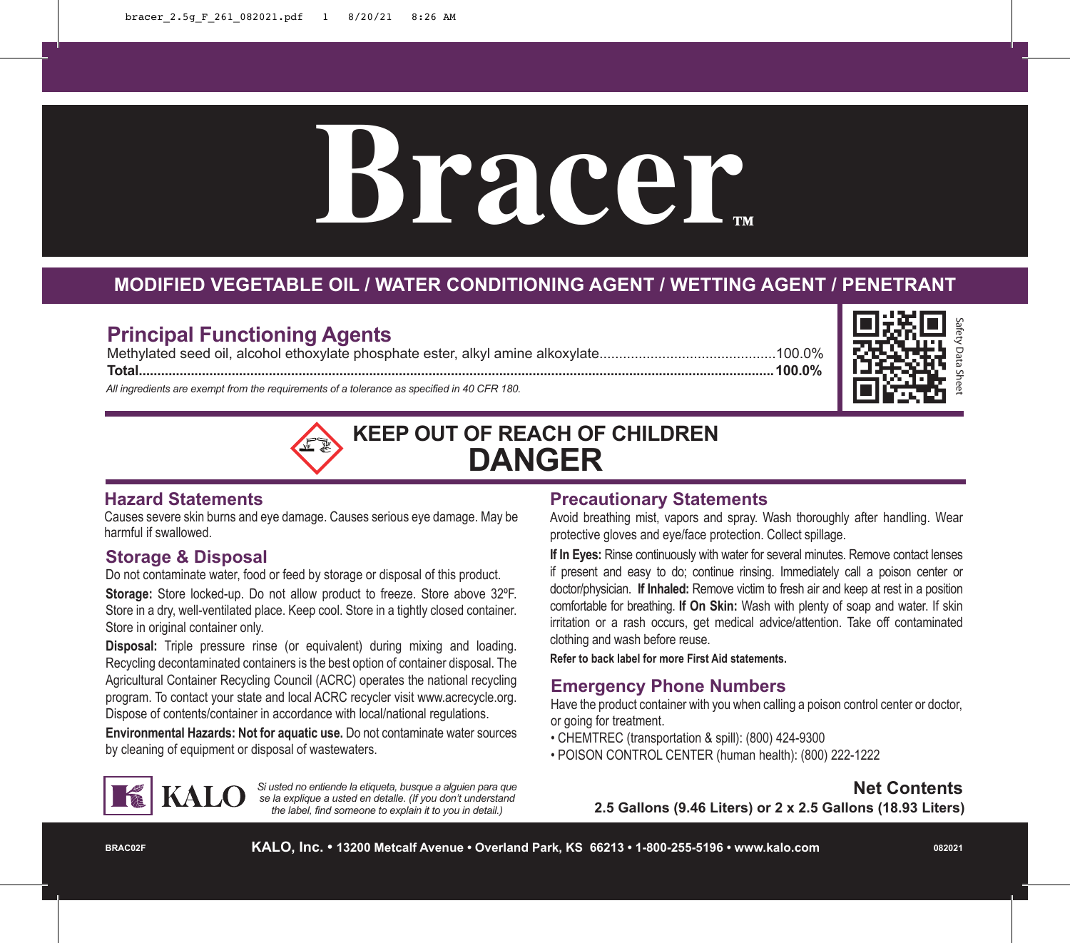# Bracer™

## MODIFIED VEGETABLE OIL / WATER CONDITIONING AGENT / WETTING AGENT / PENETRANT

## Principal Functioning Agents

| | |
|---|---|
| Methylated seed oil, alcohol ethoxylate phosphate ester, alkyl amine alkoxylate | 100.0% |
| **Total** | **100.0%** |

*All ingredients are exempt from the requirements of a tolerance as specified in 40 CFR 180.*

Safety Data Sheet

## KEEP OUT OF REACH OF CHILDREN
# DANGER

## Hazard Statements

Causes severe skin burns and eye damage. Causes serious eye damage. May be harmful if swallowed.

## Storage & Disposal

Do not contaminate water, food or feed by storage or disposal of this product.

**Storage:** Store locked-up. Do not allow product to freeze. Store above 32ºF. Store in a dry, well-ventilated place. Keep cool. Store in a tightly closed container. Store in original container only.

**Disposal:** Triple pressure rinse (or equivalent) during mixing and loading. Recycling decontaminated containers is the best option of container disposal. The Agricultural Container Recycling Council (ACRC) operates the national recycling program. To contact your state and local ACRC recycler visit www.acrecycle.org. Dispose of contents/container in accordance with local/national regulations.

**Environmental Hazards: Not for aquatic use.** Do not contaminate water sources by cleaning of equipment or disposal of wastewaters.

## Precautionary Statements

Avoid breathing mist, vapors and spray. Wash thoroughly after handling. Wear protective gloves and eye/face protection. Collect spillage.

**If In Eyes:** Rinse continuously with water for several minutes. Remove contact lenses if present and easy to do; continue rinsing. Immediately call a poison center or doctor/physician. **If Inhaled:** Remove victim to fresh air and keep at rest in a position comfortable for breathing. **If On Skin:** Wash with plenty of soap and water. If skin irritation or a rash occurs, get medical advice/attention. Take off contaminated clothing and wash before reuse.

**Refer to back label for more First Aid statements.**

## Emergency Phone Numbers

Have the product container with you when calling a poison control center or doctor, or going for treatment.

- CHEMTREC (transportation & spill): (800) 424-9300
- POISON CONTROL CENTER (human health): (800) 222-1222

KALO

*Si usted no entiende la etiqueta, busque a alguien para que se la explique a usted en detalle. (If you don't understand the label, find someone to explain it to you in detail.)*

**Net Contents**
**2.5 Gallons (9.46 Liters) or 2 x 2.5 Gallons (18.93 Liters)**

BRAC02F

**KALO, Inc. • 13200 Metcalf Avenue • Overland Park, KS 66213 • 1-800-255-5196 • www.kalo.com**

082021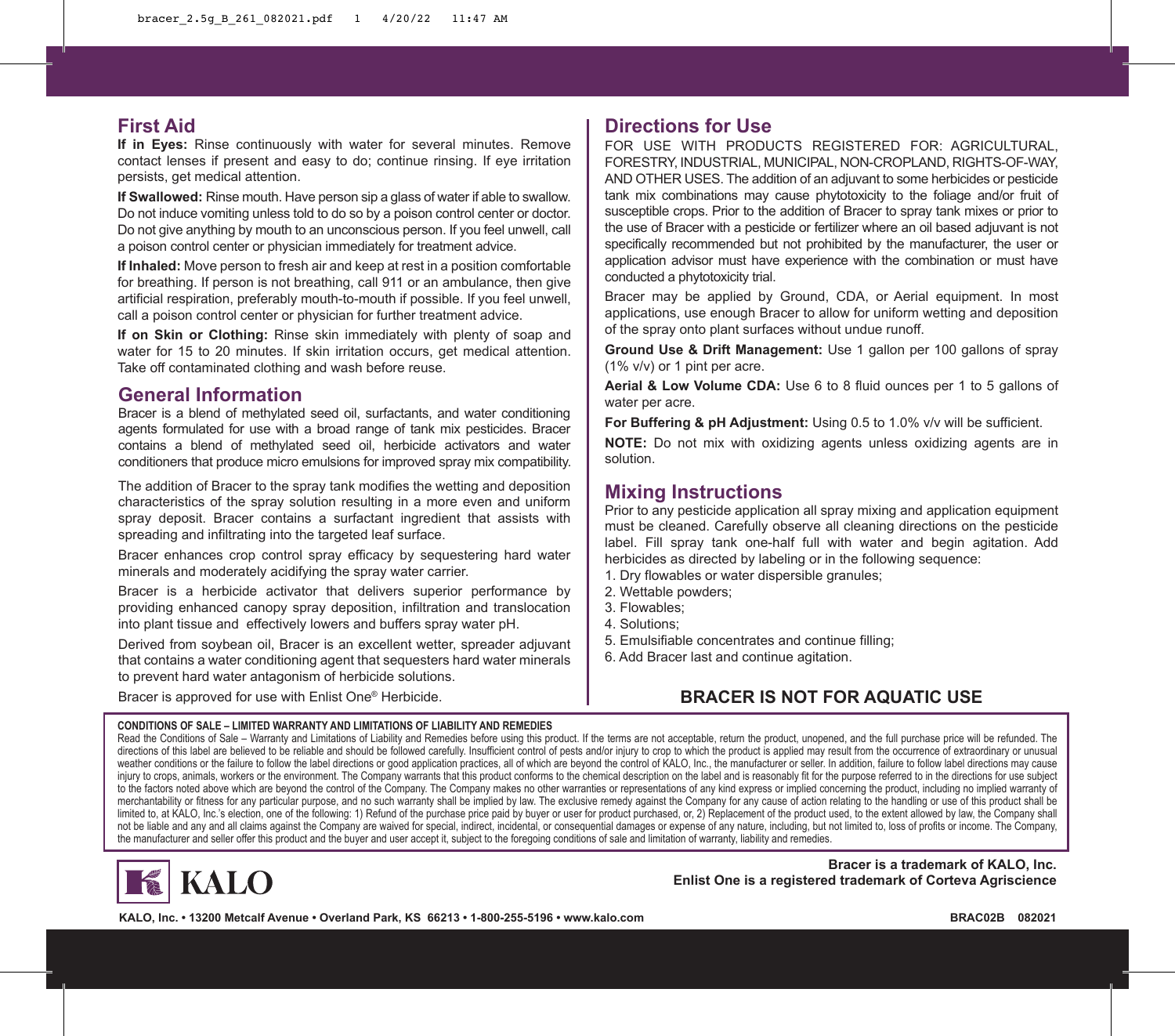## First Aid

**If in Eyes:** Rinse continuously with water for several minutes. Remove contact lenses if present and easy to do; continue rinsing. If eye irritation persists, get medical attention.

**If Swallowed:** Rinse mouth. Have person sip a glass of water if able to swallow. Do not induce vomiting unless told to do so by a poison control center or doctor. Do not give anything by mouth to an unconscious person. If you feel unwell, call a poison control center or physician immediately for treatment advice.

**If Inhaled:** Move person to fresh air and keep at rest in a position comfortable for breathing. If person is not breathing, call 911 or an ambulance, then give artificial respiration, preferably mouth-to-mouth if possible. If you feel unwell, call a poison control center or physician for further treatment advice.

**If on Skin or Clothing:** Rinse skin immediately with plenty of soap and water for 15 to 20 minutes. If skin irritation occurs, get medical attention. Take off contaminated clothing and wash before reuse.

## General Information

Bracer is a blend of methylated seed oil, surfactants, and water conditioning agents formulated for use with a broad range of tank mix pesticides. Bracer contains a blend of methylated seed oil, herbicide activators and water conditioners that produce micro emulsions for improved spray mix compatibility.

The addition of Bracer to the spray tank modifies the wetting and deposition characteristics of the spray solution resulting in a more even and uniform spray deposit. Bracer contains a surfactant ingredient that assists with spreading and infiltrating into the targeted leaf surface.

Bracer enhances crop control spray efficacy by sequestering hard water minerals and moderately acidifying the spray water carrier.

Bracer is a herbicide activator that delivers superior performance by providing enhanced canopy spray deposition, infiltration and translocation into plant tissue and effectively lowers and buffers spray water pH.

Derived from soybean oil, Bracer is an excellent wetter, spreader adjuvant that contains a water conditioning agent that sequesters hard water minerals to prevent hard water antagonism of herbicide solutions.

Bracer is approved for use with Enlist One® Herbicide.

## Directions for Use

FOR USE WITH PRODUCTS REGISTERED FOR: AGRICULTURAL, FORESTRY, INDUSTRIAL, MUNICIPAL, NON-CROPLAND, RIGHTS-OF-WAY, AND OTHER USES. The addition of an adjuvant to some herbicides or pesticide tank mix combinations may cause phytotoxicity to the foliage and/or fruit of susceptible crops. Prior to the addition of Bracer to spray tank mixes or prior to the use of Bracer with a pesticide or fertilizer where an oil based adjuvant is not specifically recommended but not prohibited by the manufacturer, the user or application advisor must have experience with the combination or must have conducted a phytotoxicity trial.

Bracer may be applied by Ground, CDA, or Aerial equipment. In most applications, use enough Bracer to allow for uniform wetting and deposition of the spray onto plant surfaces without undue runoff.

**Ground Use & Drift Management:** Use 1 gallon per 100 gallons of spray (1% v/v) or 1 pint per acre.

**Aerial & Low Volume CDA:** Use 6 to 8 fluid ounces per 1 to 5 gallons of water per acre.

**For Buffering & pH Adjustment:** Using 0.5 to 1.0% v/v will be sufficient.

**NOTE:** Do not mix with oxidizing agents unless oxidizing agents are in solution.

## Mixing Instructions

Prior to any pesticide application all spray mixing and application equipment must be cleaned. Carefully observe all cleaning directions on the pesticide label. Fill spray tank one-half full with water and begin agitation. Add herbicides as directed by labeling or in the following sequence:

1. Dry flowables or water dispersible granules;
2. Wettable powders;
3. Flowables;
4. Solutions;
5. Emulsifiable concentrates and continue filling;
6. Add Bracer last and continue agitation.

**BRACER IS NOT FOR AQUATIC USE**

**CONDITIONS OF SALE – LIMITED WARRANTY AND LIMITATIONS OF LIABILITY AND REMEDIES**

Read the Conditions of Sale – Warranty and Limitations of Liability and Remedies before using this product. If the terms are not acceptable, return the product, unopened, and the full purchase price will be refunded. The directions of this label are believed to be reliable and should be followed carefully. Insufficient control of pests and/or injury to crop to which the product is applied may result from the occurrence of extraordinary or unusual weather conditions or the failure to follow the label directions or good application practices, all of which are beyond the control of KALO, Inc., the manufacturer or seller. In addition, failure to follow label directions may cause injury to crops, animals, workers or the environment. The Company warrants that this product conforms to the chemical description on the label and is reasonably fit for the purpose referred to in the directions for use subject to the factors noted above which are beyond the control of the Company. The Company makes no other warranties or representations of any kind express or implied concerning the product, including no implied warranty of merchantability or fitness for any particular purpose, and no such warranty shall be implied by law. The exclusive remedy against the Company for any cause of action relating to the handling or use of this product shall be limited to, at KALO, Inc.'s election, one of the following: 1) Refund of the purchase price paid by buyer or user for product purchased, or, 2) Replacement of the product used, to the extent allowed by law, the Company shall not be liable and any and all claims against the Company are waived for special, indirect, incidental, or consequential damages or expense of any nature, including, but not limited to, loss of profits or income. The Company, the manufacturer and seller offer this product and the buyer and user accept it, subject to the foregoing conditions of sale and limitation of warranty, liability and remedies.

KALO

**Bracer is a trademark of KALO, Inc.**
**Enlist One is a registered trademark of Corteva Agriscience**

**KALO, Inc. • 13200 Metcalf Avenue • Overland Park, KS 66213 • 1-800-255-5196 • www.kalo.com**

**BRAC02B 082021**